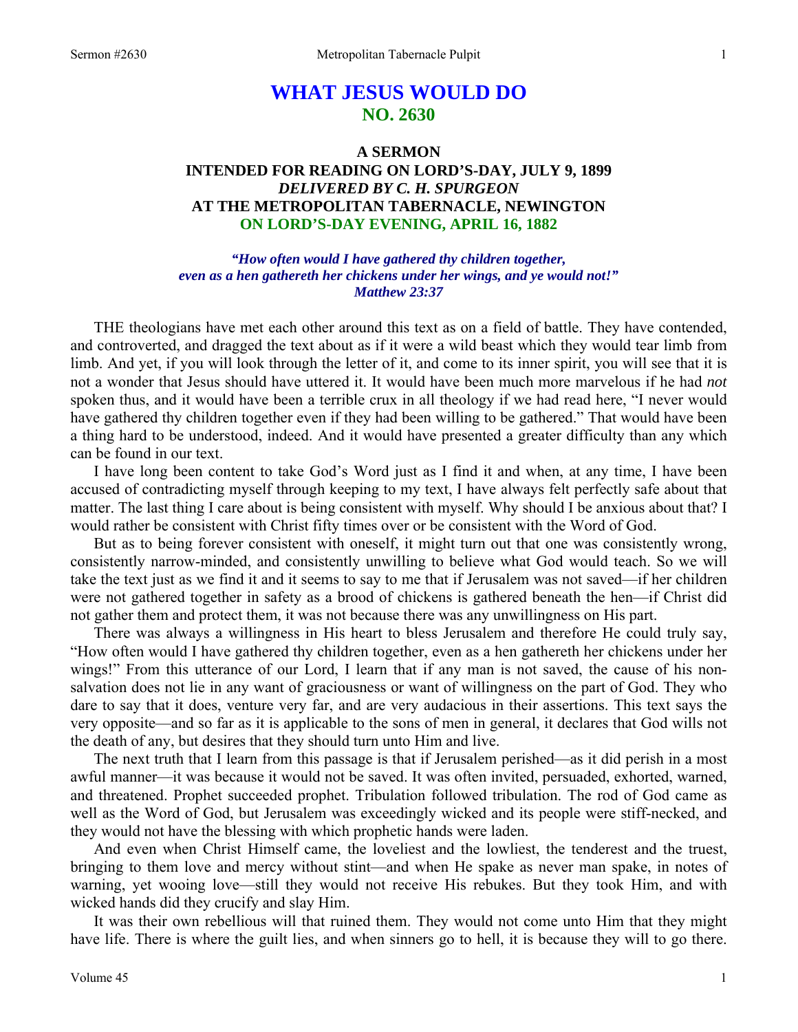# WHAT JESUS WOULD DO
## NO. 2630

### A SERMON
### INTENDED FOR READING ON LORD'S-DAY, JULY 9, 1899
### *DELIVERED BY C. H. SPURGEON*
### AT THE METROPOLITAN TABERNACLE, NEWINGTON
### ON LORD'S-DAY EVENING, APRIL 16, 1882

*"How often would I have gathered thy children together, even as a hen gathereth her chickens under her wings, and ye would not!" Matthew 23:37*

THE theologians have met each other around this text as on a field of battle. They have contended, and controverted, and dragged the text about as if it were a wild beast which they would tear limb from limb. And yet, if you will look through the letter of it, and come to its inner spirit, you will see that it is not a wonder that Jesus should have uttered it. It would have been much more marvelous if he had *not* spoken thus, and it would have been a terrible crux in all theology if we had read here, "I never would have gathered thy children together even if they had been willing to be gathered." That would have been a thing hard to be understood, indeed. And it would have presented a greater difficulty than any which can be found in our text.

I have long been content to take God's Word just as I find it and when, at any time, I have been accused of contradicting myself through keeping to my text, I have always felt perfectly safe about that matter. The last thing I care about is being consistent with myself. Why should I be anxious about that? I would rather be consistent with Christ fifty times over or be consistent with the Word of God.

But as to being forever consistent with oneself, it might turn out that one was consistently wrong, consistently narrow-minded, and consistently unwilling to believe what God would teach. So we will take the text just as we find it and it seems to say to me that if Jerusalem was not saved—if her children were not gathered together in safety as a brood of chickens is gathered beneath the hen—if Christ did not gather them and protect them, it was not because there was any unwillingness on His part.

There was always a willingness in His heart to bless Jerusalem and therefore He could truly say, "How often would I have gathered thy children together, even as a hen gathereth her chickens under her wings!" From this utterance of our Lord, I learn that if any man is not saved, the cause of his non-salvation does not lie in any want of graciousness or want of willingness on the part of God. They who dare to say that it does, venture very far, and are very audacious in their assertions. This text says the very opposite—and so far as it is applicable to the sons of men in general, it declares that God wills not the death of any, but desires that they should turn unto Him and live.

The next truth that I learn from this passage is that if Jerusalem perished—as it did perish in a most awful manner—it was because it would not be saved. It was often invited, persuaded, exhorted, warned, and threatened. Prophet succeeded prophet. Tribulation followed tribulation. The rod of God came as well as the Word of God, but Jerusalem was exceedingly wicked and its people were stiff-necked, and they would not have the blessing with which prophetic hands were laden.

And even when Christ Himself came, the loveliest and the lowliest, the tenderest and the truest, bringing to them love and mercy without stint—and when He spake as never man spake, in notes of warning, yet wooing love—still they would not receive His rebukes. But they took Him, and with wicked hands did they crucify and slay Him.

It was their own rebellious will that ruined them. They would not come unto Him that they might have life. There is where the guilt lies, and when sinners go to hell, it is because they will to go there.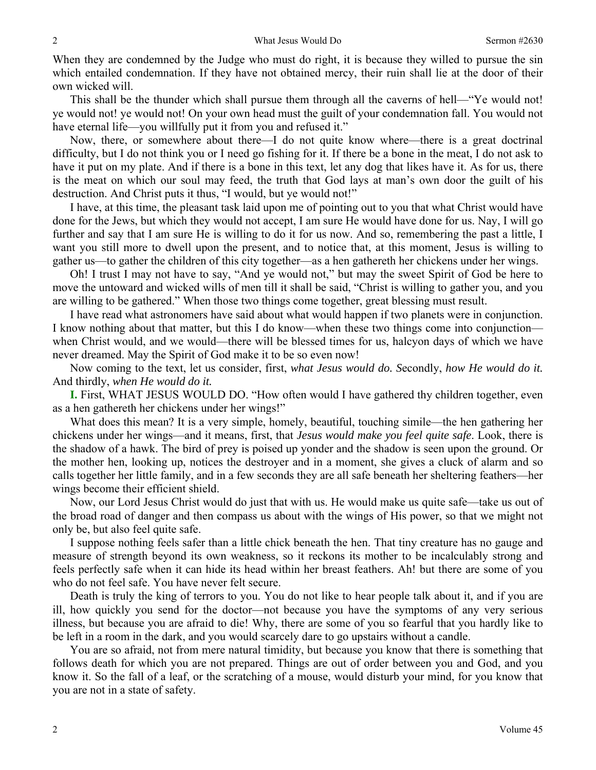When they are condemned by the Judge who must do right, it is because they willed to pursue the sin which entailed condemnation. If they have not obtained mercy, their ruin shall lie at the door of their own wicked will.

This shall be the thunder which shall pursue them through all the caverns of hell—"Ye would not! ye would not! ye would not! On your own head must the guilt of your condemnation fall. You would not have eternal life—you willfully put it from you and refused it."

Now, there, or somewhere about there—I do not quite know where—there is a great doctrinal difficulty, but I do not think you or I need go fishing for it. If there be a bone in the meat, I do not ask to have it put on my plate. And if there is a bone in this text, let any dog that likes have it. As for us, there is the meat on which our soul may feed, the truth that God lays at man's own door the guilt of his destruction. And Christ puts it thus, "I would, but ye would not!"

I have, at this time, the pleasant task laid upon me of pointing out to you that what Christ would have done for the Jews, but which they would not accept, I am sure He would have done for us. Nay, I will go further and say that I am sure He is willing to do it for us now. And so, remembering the past a little, I want you still more to dwell upon the present, and to notice that, at this moment, Jesus is willing to gather us—to gather the children of this city together—as a hen gathereth her chickens under her wings.

Oh! I trust I may not have to say, "And ye would not," but may the sweet Spirit of God be here to move the untoward and wicked wills of men till it shall be said, "Christ is willing to gather you, and you are willing to be gathered." When those two things come together, great blessing must result.

I have read what astronomers have said about what would happen if two planets were in conjunction. I know nothing about that matter, but this I do know—when these two things come into conjunction—when Christ would, and we would—there will be blessed times for us, halcyon days of which we have never dreamed. May the Spirit of God make it to be so even now!

Now coming to the text, let us consider, first, *what Jesus would do. S*econdly, *how He would do it.* And thirdly, *when He would do it.*

**I.** First, WHAT JESUS WOULD DO. "How often would I have gathered thy children together, even as a hen gathereth her chickens under her wings!"

What does this mean? It is a very simple, homely, beautiful, touching simile—the hen gathering her chickens under her wings—and it means, first, that *Jesus would make you feel quite safe*. Look, there is the shadow of a hawk. The bird of prey is poised up yonder and the shadow is seen upon the ground. Or the mother hen, looking up, notices the destroyer and in a moment, she gives a cluck of alarm and so calls together her little family, and in a few seconds they are all safe beneath her sheltering feathers—her wings become their efficient shield.

Now, our Lord Jesus Christ would do just that with us. He would make us quite safe—take us out of the broad road of danger and then compass us about with the wings of His power, so that we might not only be, but also feel quite safe.

I suppose nothing feels safer than a little chick beneath the hen. That tiny creature has no gauge and measure of strength beyond its own weakness, so it reckons its mother to be incalculably strong and feels perfectly safe when it can hide its head within her breast feathers. Ah! but there are some of you who do not feel safe. You have never felt secure.

Death is truly the king of terrors to you. You do not like to hear people talk about it, and if you are ill, how quickly you send for the doctor—not because you have the symptoms of any very serious illness, but because you are afraid to die! Why, there are some of you so fearful that you hardly like to be left in a room in the dark, and you would scarcely dare to go upstairs without a candle.

You are so afraid, not from mere natural timidity, but because you know that there is something that follows death for which you are not prepared. Things are out of order between you and God, and you know it. So the fall of a leaf, or the scratching of a mouse, would disturb your mind, for you know that you are not in a state of safety.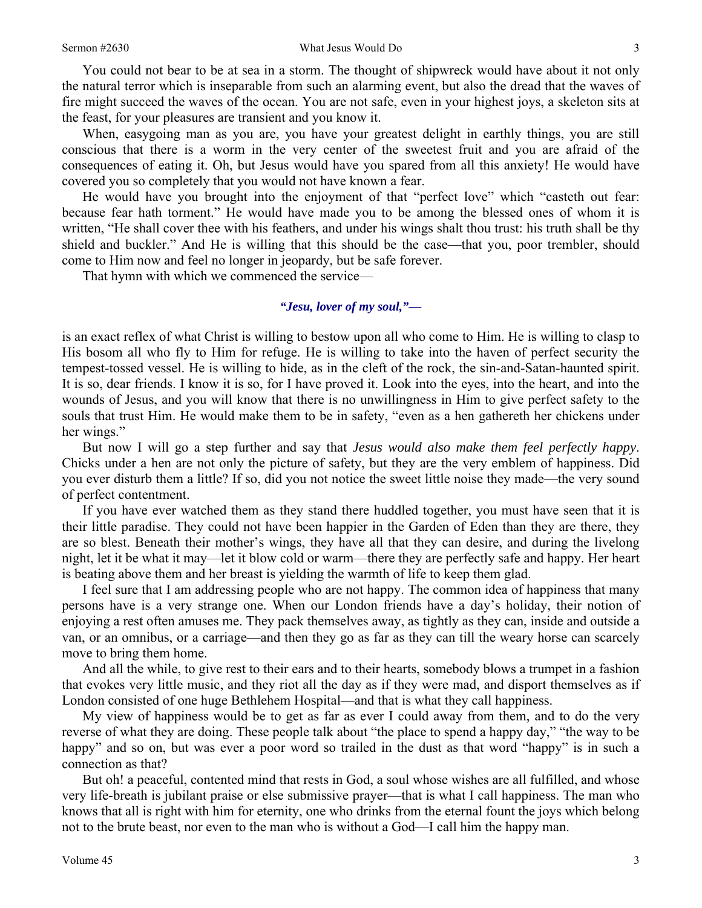You could not bear to be at sea in a storm. The thought of shipwreck would have about it not only the natural terror which is inseparable from such an alarming event, but also the dread that the waves of fire might succeed the waves of the ocean. You are not safe, even in your highest joys, a skeleton sits at the feast, for your pleasures are transient and you know it.

When, easygoing man as you are, you have your greatest delight in earthly things, you are still conscious that there is a worm in the very center of the sweetest fruit and you are afraid of the consequences of eating it. Oh, but Jesus would have you spared from all this anxiety! He would have covered you so completely that you would not have known a fear.

He would have you brought into the enjoyment of that "perfect love" which "casteth out fear: because fear hath torment." He would have made you to be among the blessed ones of whom it is written, "He shall cover thee with his feathers, and under his wings shalt thou trust: his truth shall be thy shield and buckler." And He is willing that this should be the case—that you, poor trembler, should come to Him now and feel no longer in jeopardy, but be safe forever.

That hymn with which we commenced the service—

*"Jesu, lover of my soul,"—*

is an exact reflex of what Christ is willing to bestow upon all who come to Him. He is willing to clasp to His bosom all who fly to Him for refuge. He is willing to take into the haven of perfect security the tempest-tossed vessel. He is willing to hide, as in the cleft of the rock, the sin-and-Satan-haunted spirit. It is so, dear friends. I know it is so, for I have proved it. Look into the eyes, into the heart, and into the wounds of Jesus, and you will know that there is no unwillingness in Him to give perfect safety to the souls that trust Him. He would make them to be in safety, "even as a hen gathereth her chickens under her wings."

But now I will go a step further and say that *Jesus would also make them feel perfectly happy*. Chicks under a hen are not only the picture of safety, but they are the very emblem of happiness. Did you ever disturb them a little? If so, did you not notice the sweet little noise they made—the very sound of perfect contentment.

If you have ever watched them as they stand there huddled together, you must have seen that it is their little paradise. They could not have been happier in the Garden of Eden than they are there, they are so blest. Beneath their mother's wings, they have all that they can desire, and during the livelong night, let it be what it may—let it blow cold or warm—there they are perfectly safe and happy. Her heart is beating above them and her breast is yielding the warmth of life to keep them glad.

I feel sure that I am addressing people who are not happy. The common idea of happiness that many persons have is a very strange one. When our London friends have a day's holiday, their notion of enjoying a rest often amuses me. They pack themselves away, as tightly as they can, inside and outside a van, or an omnibus, or a carriage—and then they go as far as they can till the weary horse can scarcely move to bring them home.

And all the while, to give rest to their ears and to their hearts, somebody blows a trumpet in a fashion that evokes very little music, and they riot all the day as if they were mad, and disport themselves as if London consisted of one huge Bethlehem Hospital—and that is what they call happiness.

My view of happiness would be to get as far as ever I could away from them, and to do the very reverse of what they are doing. These people talk about "the place to spend a happy day," "the way to be happy" and so on, but was ever a poor word so trailed in the dust as that word "happy" is in such a connection as that?

But oh! a peaceful, contented mind that rests in God, a soul whose wishes are all fulfilled, and whose very life-breath is jubilant praise or else submissive prayer—that is what I call happiness. The man who knows that all is right with him for eternity, one who drinks from the eternal fount the joys which belong not to the brute beast, nor even to the man who is without a God—I call him the happy man.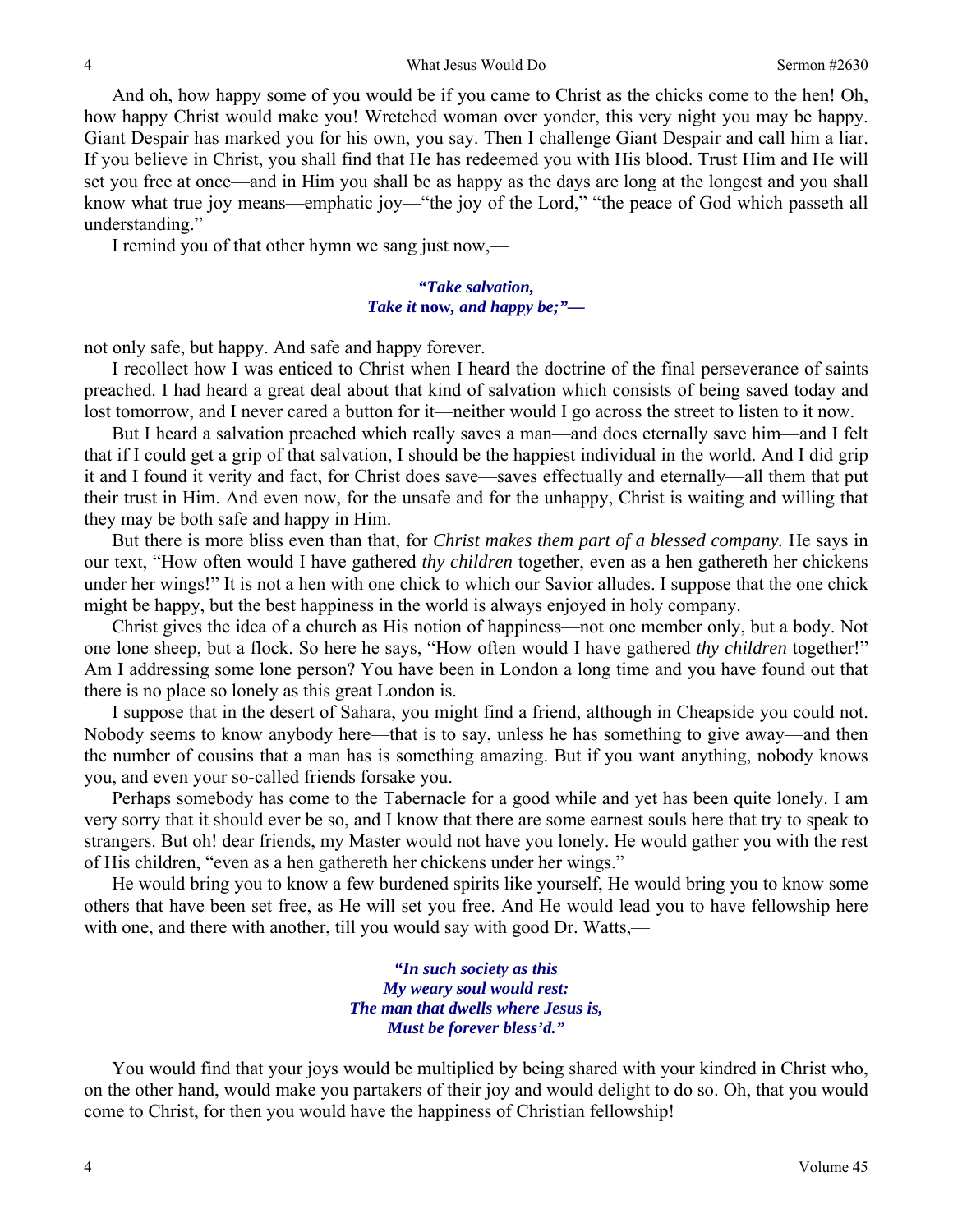And oh, how happy some of you would be if you came to Christ as the chicks come to the hen! Oh, how happy Christ would make you! Wretched woman over yonder, this very night you may be happy. Giant Despair has marked you for his own, you say. Then I challenge Giant Despair and call him a liar. If you believe in Christ, you shall find that He has redeemed you with His blood. Trust Him and He will set you free at once—and in Him you shall be as happy as the days are long at the longest and you shall know what true joy means—emphatic joy—"the joy of the Lord," "the peace of God which passeth all understanding."

I remind you of that other hymn we sang just now,—

> ***"Take salvation,***
> ***Take it* now, *and happy be;"—***

not only safe, but happy. And safe and happy forever.

I recollect how I was enticed to Christ when I heard the doctrine of the final perseverance of saints preached. I had heard a great deal about that kind of salvation which consists of being saved today and lost tomorrow, and I never cared a button for it—neither would I go across the street to listen to it now.

But I heard a salvation preached which really saves a man—and does eternally save him—and I felt that if I could get a grip of that salvation, I should be the happiest individual in the world. And I did grip it and I found it verity and fact, for Christ does save—saves effectually and eternally—all them that put their trust in Him. And even now, for the unsafe and for the unhappy, Christ is waiting and willing that they may be both safe and happy in Him.

But there is more bliss even than that, for *Christ makes them part of a blessed company.* He says in our text, "How often would I have gathered *thy children* together, even as a hen gathereth her chickens under her wings!" It is not a hen with one chick to which our Savior alludes. I suppose that the one chick might be happy, but the best happiness in the world is always enjoyed in holy company.

Christ gives the idea of a church as His notion of happiness—not one member only, but a body. Not one lone sheep, but a flock. So here he says, "How often would I have gathered *thy children* together!" Am I addressing some lone person? You have been in London a long time and you have found out that there is no place so lonely as this great London is.

I suppose that in the desert of Sahara, you might find a friend, although in Cheapside you could not. Nobody seems to know anybody here—that is to say, unless he has something to give away—and then the number of cousins that a man has is something amazing. But if you want anything, nobody knows you, and even your so-called friends forsake you.

Perhaps somebody has come to the Tabernacle for a good while and yet has been quite lonely. I am very sorry that it should ever be so, and I know that there are some earnest souls here that try to speak to strangers. But oh! dear friends, my Master would not have you lonely. He would gather you with the rest of His children, "even as a hen gathereth her chickens under her wings."

He would bring you to know a few burdened spirits like yourself, He would bring you to know some others that have been set free, as He will set you free. And He would lead you to have fellowship here with one, and there with another, till you would say with good Dr. Watts,—

> ***"In such society as this***
> ***My weary soul would rest:***
> ***The man that dwells where Jesus is,***
> ***Must be forever bless'd."***

You would find that your joys would be multiplied by being shared with your kindred in Christ who, on the other hand, would make you partakers of their joy and would delight to do so. Oh, that you would come to Christ, for then you would have the happiness of Christian fellowship!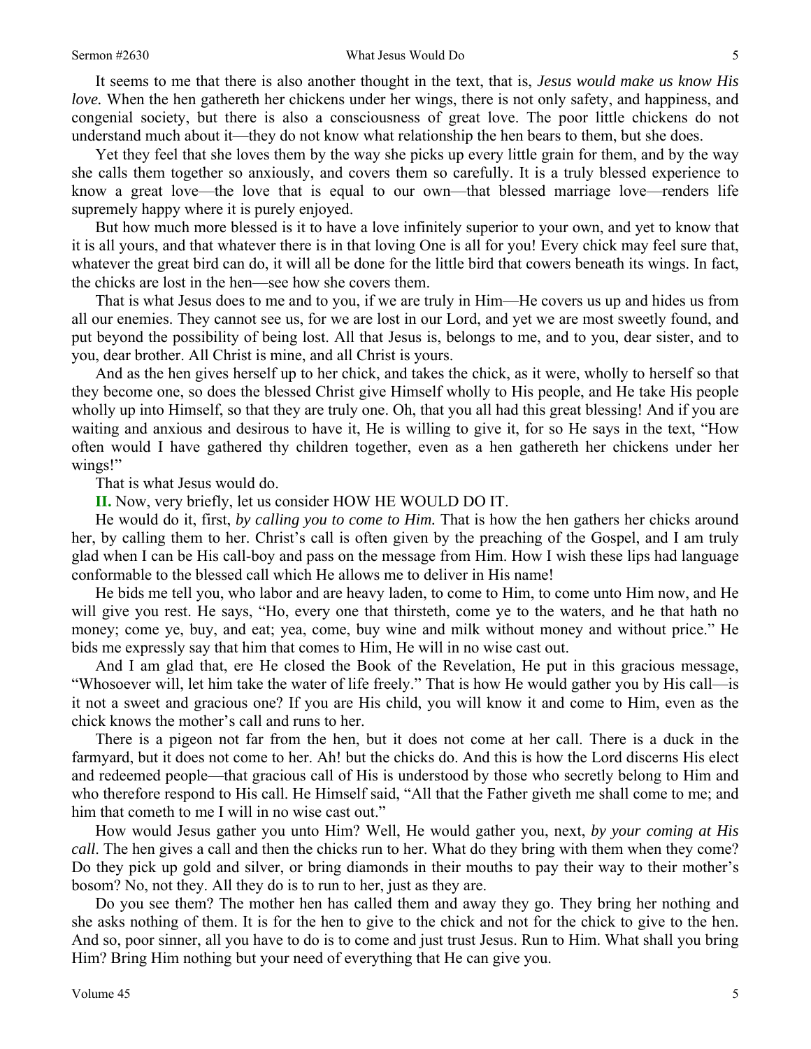It seems to me that there is also another thought in the text, that is, *Jesus would make us know His love.* When the hen gathereth her chickens under her wings, there is not only safety, and happiness, and congenial society, but there is also a consciousness of great love. The poor little chickens do not understand much about it—they do not know what relationship the hen bears to them, but she does.

Yet they feel that she loves them by the way she picks up every little grain for them, and by the way she calls them together so anxiously, and covers them so carefully. It is a truly blessed experience to know a great love—the love that is equal to our own—that blessed marriage love—renders life supremely happy where it is purely enjoyed.

But how much more blessed is it to have a love infinitely superior to your own, and yet to know that it is all yours, and that whatever there is in that loving One is all for you! Every chick may feel sure that, whatever the great bird can do, it will all be done for the little bird that cowers beneath its wings. In fact, the chicks are lost in the hen—see how she covers them.

That is what Jesus does to me and to you, if we are truly in Him—He covers us up and hides us from all our enemies. They cannot see us, for we are lost in our Lord, and yet we are most sweetly found, and put beyond the possibility of being lost. All that Jesus is, belongs to me, and to you, dear sister, and to you, dear brother. All Christ is mine, and all Christ is yours.

And as the hen gives herself up to her chick, and takes the chick, as it were, wholly to herself so that they become one, so does the blessed Christ give Himself wholly to His people, and He take His people wholly up into Himself, so that they are truly one. Oh, that you all had this great blessing! And if you are waiting and anxious and desirous to have it, He is willing to give it, for so He says in the text, "How often would I have gathered thy children together, even as a hen gathereth her chickens under her wings!"

That is what Jesus would do.

**II.** Now, very briefly, let us consider HOW HE WOULD DO IT.

He would do it, first, *by calling you to come to Him.* That is how the hen gathers her chicks around her, by calling them to her. Christ's call is often given by the preaching of the Gospel, and I am truly glad when I can be His call-boy and pass on the message from Him. How I wish these lips had language conformable to the blessed call which He allows me to deliver in His name!

He bids me tell you, who labor and are heavy laden, to come to Him, to come unto Him now, and He will give you rest. He says, "Ho, every one that thirsteth, come ye to the waters, and he that hath no money; come ye, buy, and eat; yea, come, buy wine and milk without money and without price." He bids me expressly say that him that comes to Him, He will in no wise cast out.

And I am glad that, ere He closed the Book of the Revelation, He put in this gracious message, "Whosoever will, let him take the water of life freely." That is how He would gather you by His call—is it not a sweet and gracious one? If you are His child, you will know it and come to Him, even as the chick knows the mother's call and runs to her.

There is a pigeon not far from the hen, but it does not come at her call. There is a duck in the farmyard, but it does not come to her. Ah! but the chicks do. And this is how the Lord discerns His elect and redeemed people—that gracious call of His is understood by those who secretly belong to Him and who therefore respond to His call. He Himself said, "All that the Father giveth me shall come to me; and him that cometh to me I will in no wise cast out."

How would Jesus gather you unto Him? Well, He would gather you, next, *by your coming at His call*. The hen gives a call and then the chicks run to her. What do they bring with them when they come? Do they pick up gold and silver, or bring diamonds in their mouths to pay their way to their mother's bosom? No, not they. All they do is to run to her, just as they are.

Do you see them? The mother hen has called them and away they go. They bring her nothing and she asks nothing of them. It is for the hen to give to the chick and not for the chick to give to the hen. And so, poor sinner, all you have to do is to come and just trust Jesus. Run to Him. What shall you bring Him? Bring Him nothing but your need of everything that He can give you.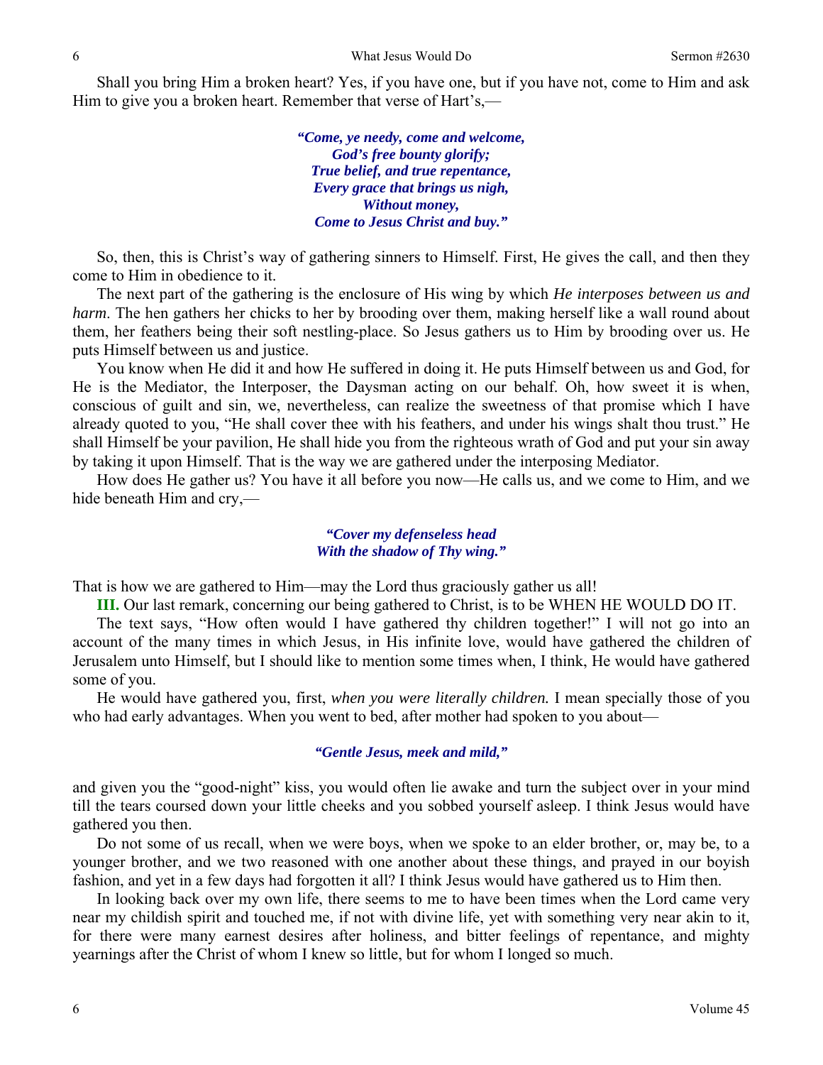Shall you bring Him a broken heart? Yes, if you have one, but if you have not, come to Him and ask Him to give you a broken heart. Remember that verse of Hart's,—

> ***"Come, ye needy, come and welcome,***
> ***God's free bounty glorify;***
> ***True belief, and true repentance,***
> ***Every grace that brings us nigh,***
> ***Without money,***
> ***Come to Jesus Christ and buy."***

So, then, this is Christ's way of gathering sinners to Himself. First, He gives the call, and then they come to Him in obedience to it.

The next part of the gathering is the enclosure of His wing by which *He interposes between us and harm*. The hen gathers her chicks to her by brooding over them, making herself like a wall round about them, her feathers being their soft nestling-place. So Jesus gathers us to Him by brooding over us. He puts Himself between us and justice.

You know when He did it and how He suffered in doing it. He puts Himself between us and God, for He is the Mediator, the Interposer, the Daysman acting on our behalf. Oh, how sweet it is when, conscious of guilt and sin, we, nevertheless, can realize the sweetness of that promise which I have already quoted to you, "He shall cover thee with his feathers, and under his wings shalt thou trust." He shall Himself be your pavilion, He shall hide you from the righteous wrath of God and put your sin away by taking it upon Himself. That is the way we are gathered under the interposing Mediator.

How does He gather us? You have it all before you now—He calls us, and we come to Him, and we hide beneath Him and cry,—

> ***"Cover my defenseless head***
> ***With the shadow of Thy wing."***

That is how we are gathered to Him—may the Lord thus graciously gather us all!

**III.** Our last remark, concerning our being gathered to Christ, is to be WHEN HE WOULD DO IT.

The text says, "How often would I have gathered thy children together!" I will not go into an account of the many times in which Jesus, in His infinite love, would have gathered the children of Jerusalem unto Himself, but I should like to mention some times when, I think, He would have gathered some of you.

He would have gathered you, first, *when you were literally children.* I mean specially those of you who had early advantages. When you went to bed, after mother had spoken to you about—

> ***"Gentle Jesus, meek and mild,"***

and given you the "good-night" kiss, you would often lie awake and turn the subject over in your mind till the tears coursed down your little cheeks and you sobbed yourself asleep. I think Jesus would have gathered you then.

Do not some of us recall, when we were boys, when we spoke to an elder brother, or, may be, to a younger brother, and we two reasoned with one another about these things, and prayed in our boyish fashion, and yet in a few days had forgotten it all? I think Jesus would have gathered us to Him then.

In looking back over my own life, there seems to me to have been times when the Lord came very near my childish spirit and touched me, if not with divine life, yet with something very near akin to it, for there were many earnest desires after holiness, and bitter feelings of repentance, and mighty yearnings after the Christ of whom I knew so little, but for whom I longed so much.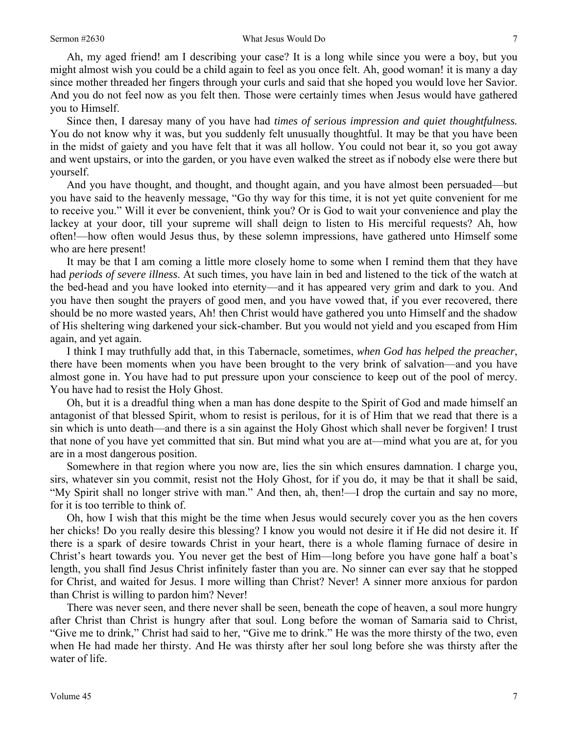Ah, my aged friend! am I describing your case? It is a long while since you were a boy, but you might almost wish you could be a child again to feel as you once felt. Ah, good woman! it is many a day since mother threaded her fingers through your curls and said that she hoped you would love her Savior. And you do not feel now as you felt then. Those were certainly times when Jesus would have gathered you to Himself.

Since then, I daresay many of you have had *times of serious impression and quiet thoughtfulness.* You do not know why it was, but you suddenly felt unusually thoughtful. It may be that you have been in the midst of gaiety and you have felt that it was all hollow. You could not bear it, so you got away and went upstairs, or into the garden, or you have even walked the street as if nobody else were there but yourself.

And you have thought, and thought, and thought again, and you have almost been persuaded—but you have said to the heavenly message, "Go thy way for this time, it is not yet quite convenient for me to receive you." Will it ever be convenient, think you? Or is God to wait your convenience and play the lackey at your door, till your supreme will shall deign to listen to His merciful requests? Ah, how often!—how often would Jesus thus, by these solemn impressions, have gathered unto Himself some who are here present!

It may be that I am coming a little more closely home to some when I remind them that they have had *periods of severe illness*. At such times, you have lain in bed and listened to the tick of the watch at the bed-head and you have looked into eternity—and it has appeared very grim and dark to you. And you have then sought the prayers of good men, and you have vowed that, if you ever recovered, there should be no more wasted years, Ah! then Christ would have gathered you unto Himself and the shadow of His sheltering wing darkened your sick-chamber. But you would not yield and you escaped from Him again, and yet again.

I think I may truthfully add that, in this Tabernacle, sometimes, *when God has helped the preacher*, there have been moments when you have been brought to the very brink of salvation—and you have almost gone in. You have had to put pressure upon your conscience to keep out of the pool of mercy. You have had to resist the Holy Ghost.

Oh, but it is a dreadful thing when a man has done despite to the Spirit of God and made himself an antagonist of that blessed Spirit, whom to resist is perilous, for it is of Him that we read that there is a sin which is unto death—and there is a sin against the Holy Ghost which shall never be forgiven! I trust that none of you have yet committed that sin. But mind what you are at—mind what you are at, for you are in a most dangerous position.

Somewhere in that region where you now are, lies the sin which ensures damnation. I charge you, sirs, whatever sin you commit, resist not the Holy Ghost, for if you do, it may be that it shall be said, "My Spirit shall no longer strive with man." And then, ah, then!—I drop the curtain and say no more, for it is too terrible to think of.

Oh, how I wish that this might be the time when Jesus would securely cover you as the hen covers her chicks! Do you really desire this blessing? I know you would not desire it if He did not desire it. If there is a spark of desire towards Christ in your heart, there is a whole flaming furnace of desire in Christ's heart towards you. You never get the best of Him—long before you have gone half a boat's length, you shall find Jesus Christ infinitely faster than you are. No sinner can ever say that he stopped for Christ, and waited for Jesus. I more willing than Christ? Never! A sinner more anxious for pardon than Christ is willing to pardon him? Never!

There was never seen, and there never shall be seen, beneath the cope of heaven, a soul more hungry after Christ than Christ is hungry after that soul. Long before the woman of Samaria said to Christ, "Give me to drink," Christ had said to her, "Give me to drink." He was the more thirsty of the two, even when He had made her thirsty. And He was thirsty after her soul long before she was thirsty after the water of life.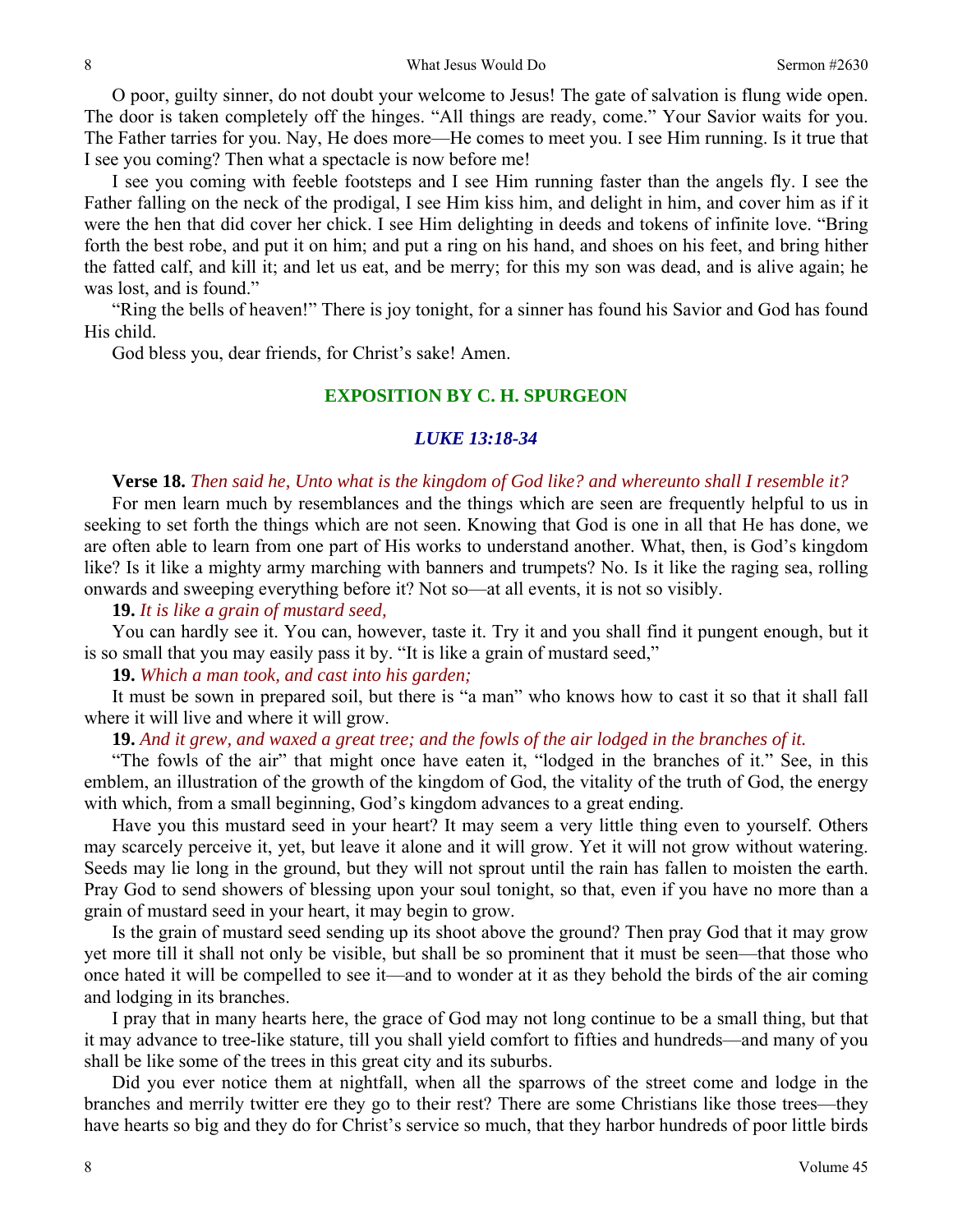O poor, guilty sinner, do not doubt your welcome to Jesus! The gate of salvation is flung wide open. The door is taken completely off the hinges. "All things are ready, come." Your Savior waits for you. The Father tarries for you. Nay, He does more—He comes to meet you. I see Him running. Is it true that I see you coming? Then what a spectacle is now before me!

I see you coming with feeble footsteps and I see Him running faster than the angels fly. I see the Father falling on the neck of the prodigal, I see Him kiss him, and delight in him, and cover him as if it were the hen that did cover her chick. I see Him delighting in deeds and tokens of infinite love. "Bring forth the best robe, and put it on him; and put a ring on his hand, and shoes on his feet, and bring hither the fatted calf, and kill it; and let us eat, and be merry; for this my son was dead, and is alive again; he was lost, and is found."

"Ring the bells of heaven!" There is joy tonight, for a sinner has found his Savior and God has found His child.

God bless you, dear friends, for Christ's sake! Amen.

## EXPOSITION BY C. H. SPURGEON

### *LUKE 13:18-34*

**Verse 18.** *Then said he, Unto what is the kingdom of God like? and whereunto shall I resemble it?*

For men learn much by resemblances and the things which are seen are frequently helpful to us in seeking to set forth the things which are not seen. Knowing that God is one in all that He has done, we are often able to learn from one part of His works to understand another. What, then, is God's kingdom like? Is it like a mighty army marching with banners and trumpets? No. Is it like the raging sea, rolling onwards and sweeping everything before it? Not so—at all events, it is not so visibly.

**19.** *It is like a grain of mustard seed,*

You can hardly see it. You can, however, taste it. Try it and you shall find it pungent enough, but it is so small that you may easily pass it by. "It is like a grain of mustard seed,"

**19.** *Which a man took, and cast into his garden;*

It must be sown in prepared soil, but there is "a man" who knows how to cast it so that it shall fall where it will live and where it will grow.

**19.** *And it grew, and waxed a great tree; and the fowls of the air lodged in the branches of it.*

"The fowls of the air" that might once have eaten it, "lodged in the branches of it." See, in this emblem, an illustration of the growth of the kingdom of God, the vitality of the truth of God, the energy with which, from a small beginning, God's kingdom advances to a great ending.

Have you this mustard seed in your heart? It may seem a very little thing even to yourself. Others may scarcely perceive it, yet, but leave it alone and it will grow. Yet it will not grow without watering. Seeds may lie long in the ground, but they will not sprout until the rain has fallen to moisten the earth. Pray God to send showers of blessing upon your soul tonight, so that, even if you have no more than a grain of mustard seed in your heart, it may begin to grow.

Is the grain of mustard seed sending up its shoot above the ground? Then pray God that it may grow yet more till it shall not only be visible, but shall be so prominent that it must be seen—that those who once hated it will be compelled to see it—and to wonder at it as they behold the birds of the air coming and lodging in its branches.

I pray that in many hearts here, the grace of God may not long continue to be a small thing, but that it may advance to tree-like stature, till you shall yield comfort to fifties and hundreds—and many of you shall be like some of the trees in this great city and its suburbs.

Did you ever notice them at nightfall, when all the sparrows of the street come and lodge in the branches and merrily twitter ere they go to their rest? There are some Christians like those trees—they have hearts so big and they do for Christ's service so much, that they harbor hundreds of poor little birds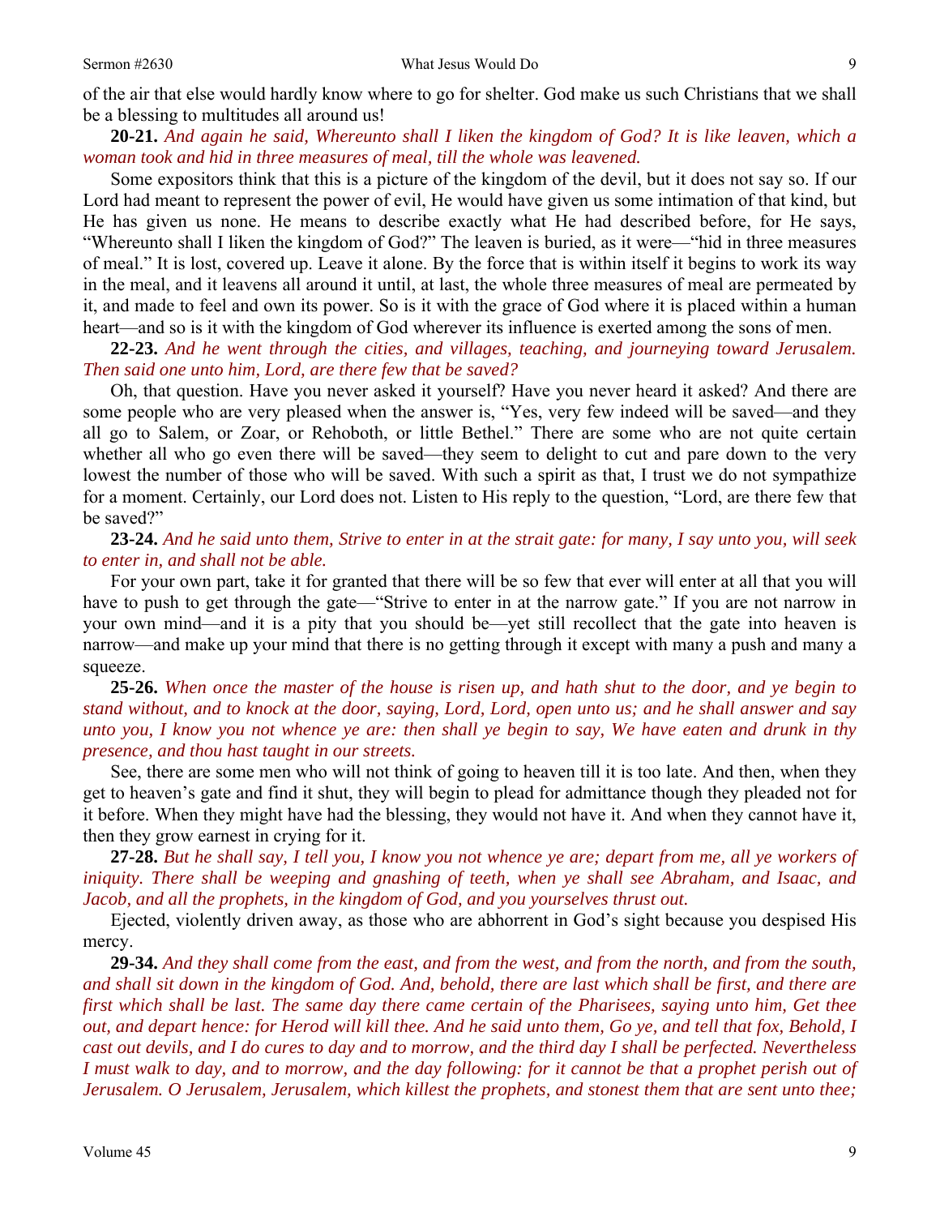of the air that else would hardly know where to go for shelter. God make us such Christians that we shall be a blessing to multitudes all around us!

**20-21.** *And again he said, Whereunto shall I liken the kingdom of God? It is like leaven, which a woman took and hid in three measures of meal, till the whole was leavened.*

Some expositors think that this is a picture of the kingdom of the devil, but it does not say so. If our Lord had meant to represent the power of evil, He would have given us some intimation of that kind, but He has given us none. He means to describe exactly what He had described before, for He says, "Whereunto shall I liken the kingdom of God?" The leaven is buried, as it were—"hid in three measures of meal." It is lost, covered up. Leave it alone. By the force that is within itself it begins to work its way in the meal, and it leavens all around it until, at last, the whole three measures of meal are permeated by it, and made to feel and own its power. So is it with the grace of God where it is placed within a human heart—and so is it with the kingdom of God wherever its influence is exerted among the sons of men.

**22-23.** *And he went through the cities, and villages, teaching, and journeying toward Jerusalem. Then said one unto him, Lord, are there few that be saved?*

Oh, that question. Have you never asked it yourself? Have you never heard it asked? And there are some people who are very pleased when the answer is, "Yes, very few indeed will be saved—and they all go to Salem, or Zoar, or Rehoboth, or little Bethel." There are some who are not quite certain whether all who go even there will be saved—they seem to delight to cut and pare down to the very lowest the number of those who will be saved. With such a spirit as that, I trust we do not sympathize for a moment. Certainly, our Lord does not. Listen to His reply to the question, "Lord, are there few that be saved?"

**23-24.** *And he said unto them, Strive to enter in at the strait gate: for many, I say unto you, will seek to enter in, and shall not be able.*

For your own part, take it for granted that there will be so few that ever will enter at all that you will have to push to get through the gate—"Strive to enter in at the narrow gate." If you are not narrow in your own mind—and it is a pity that you should be—yet still recollect that the gate into heaven is narrow—and make up your mind that there is no getting through it except with many a push and many a squeeze.

**25-26.** *When once the master of the house is risen up, and hath shut to the door, and ye begin to stand without, and to knock at the door, saying, Lord, Lord, open unto us; and he shall answer and say unto you, I know you not whence ye are: then shall ye begin to say, We have eaten and drunk in thy presence, and thou hast taught in our streets.*

See, there are some men who will not think of going to heaven till it is too late. And then, when they get to heaven's gate and find it shut, they will begin to plead for admittance though they pleaded not for it before. When they might have had the blessing, they would not have it. And when they cannot have it, then they grow earnest in crying for it.

**27-28.** *But he shall say, I tell you, I know you not whence ye are; depart from me, all ye workers of iniquity. There shall be weeping and gnashing of teeth, when ye shall see Abraham, and Isaac, and Jacob, and all the prophets, in the kingdom of God, and you yourselves thrust out.*

Ejected, violently driven away, as those who are abhorrent in God's sight because you despised His mercy.

**29-34.** *And they shall come from the east, and from the west, and from the north, and from the south, and shall sit down in the kingdom of God. And, behold, there are last which shall be first, and there are first which shall be last. The same day there came certain of the Pharisees, saying unto him, Get thee out, and depart hence: for Herod will kill thee. And he said unto them, Go ye, and tell that fox, Behold, I cast out devils, and I do cures to day and to morrow, and the third day I shall be perfected. Nevertheless I must walk to day, and to morrow, and the day following: for it cannot be that a prophet perish out of Jerusalem. O Jerusalem, Jerusalem, which killest the prophets, and stonest them that are sent unto thee;*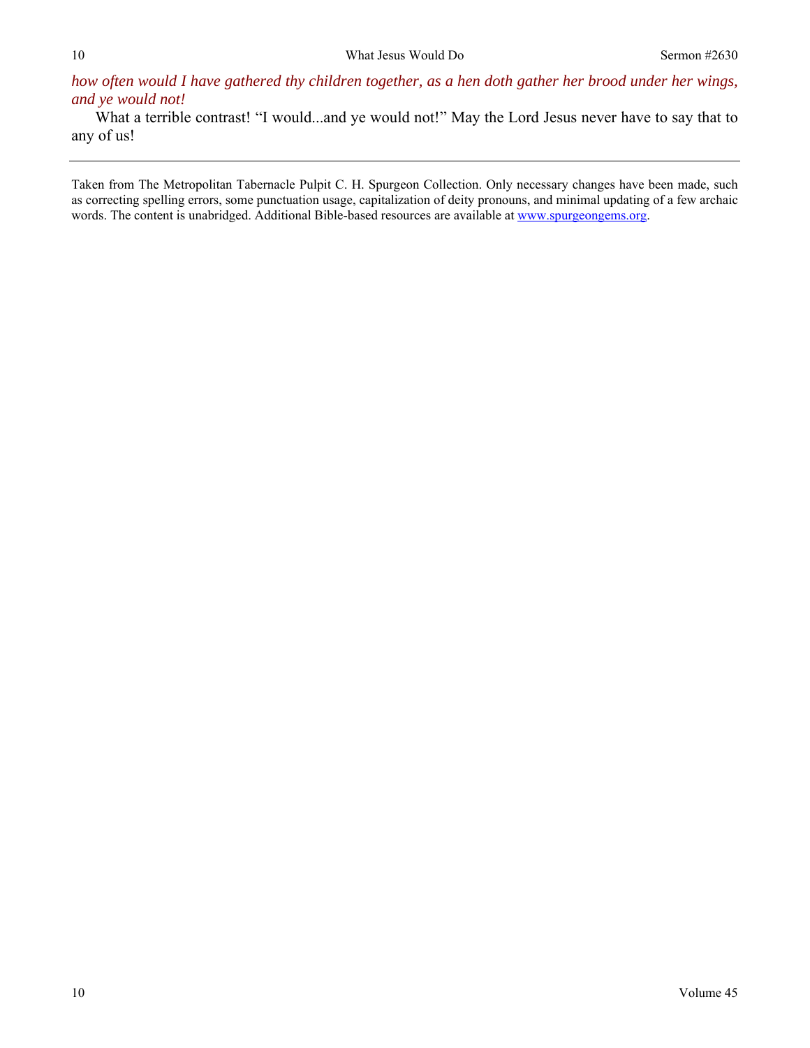*how often would I have gathered thy children together, as a hen doth gather her brood under her wings, and ye would not!*

What a terrible contrast! "I would...and ye would not!" May the Lord Jesus never have to say that to any of us!

---

Taken from The Metropolitan Tabernacle Pulpit C. H. Spurgeon Collection. Only necessary changes have been made, such as correcting spelling errors, some punctuation usage, capitalization of deity pronouns, and minimal updating of a few archaic words. The content is unabridged. Additional Bible-based resources are available at www.spurgeongems.org.